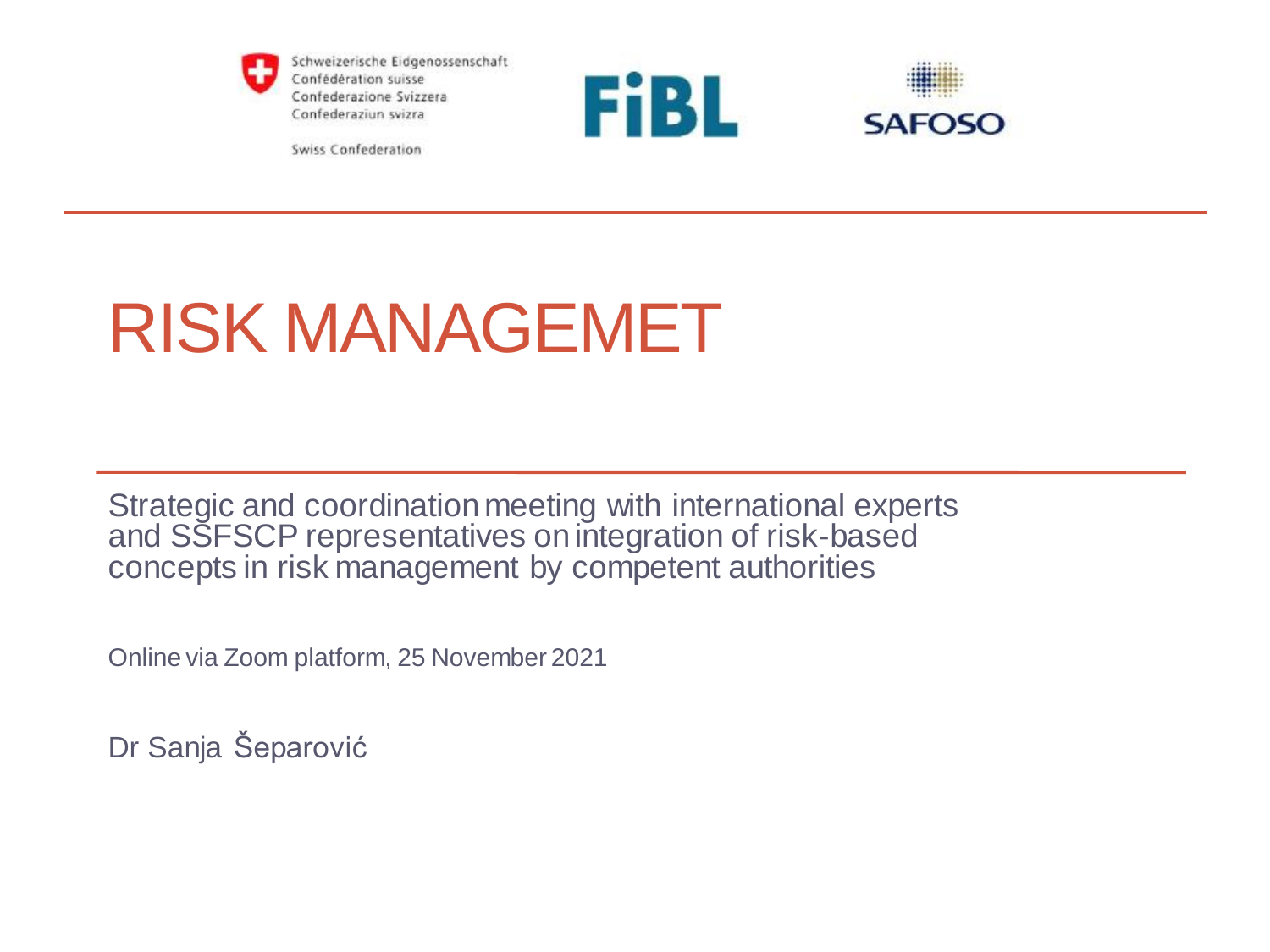Schweizerische Eidgenossenschaft
Confédération suisse
Confederazione Svizzera
Confederaziun svizra

Swiss Confederation

FiBL

SAFOSO

# RISK MANAGEMET

Strategic and coordination meeting with international experts and SSFSCP representatives on integration of risk-based concepts in risk management by competent authorities

Online via Zoom platform, 25 November 2021

Dr Sanja Šeparović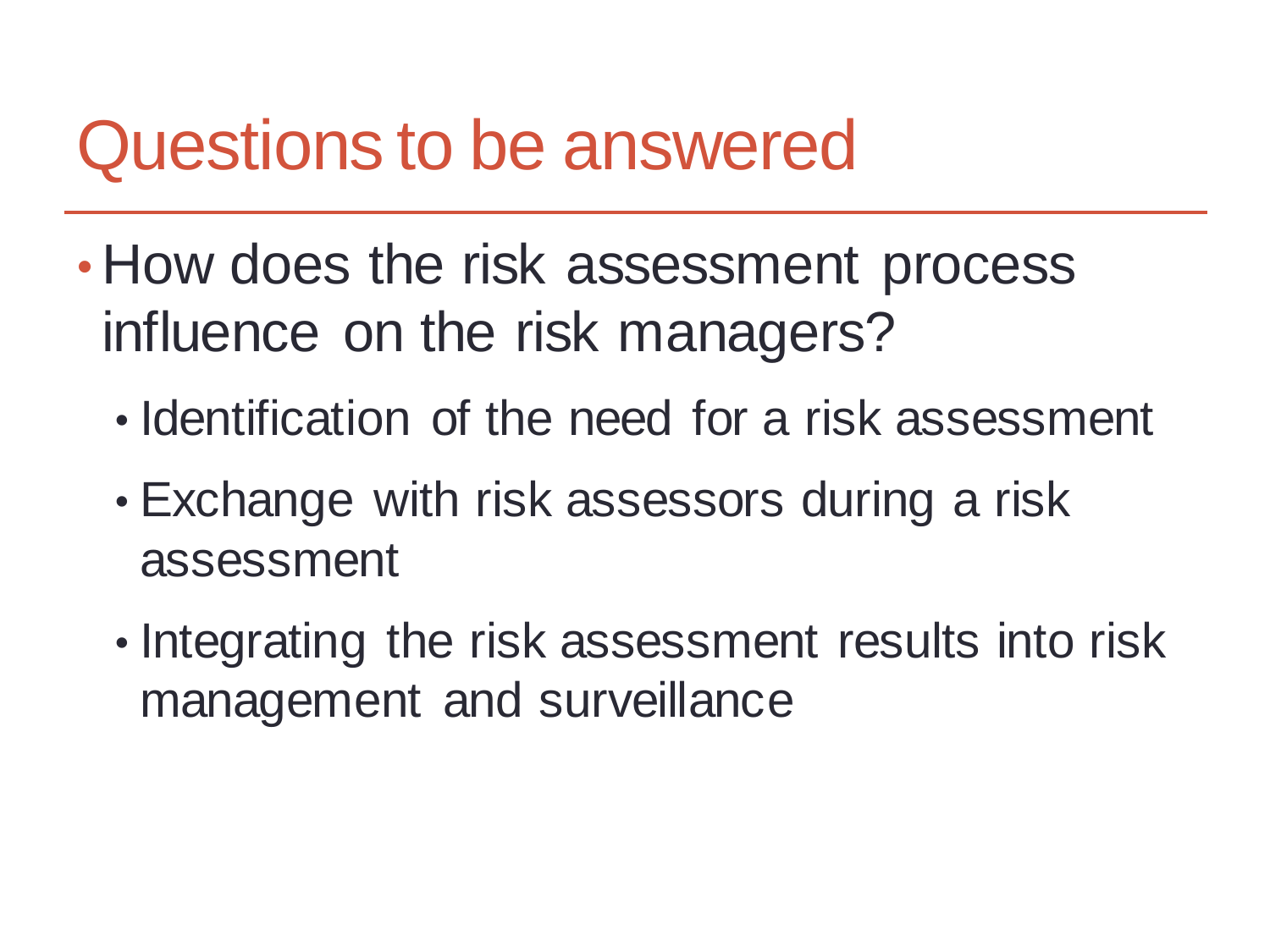# Questions to be answered

- How does the risk assessment process influence on the risk managers?
  - Identification of the need for a risk assessment
  - Exchange with risk assessors during a risk assessment
  - Integrating the risk assessment results into risk management and surveillance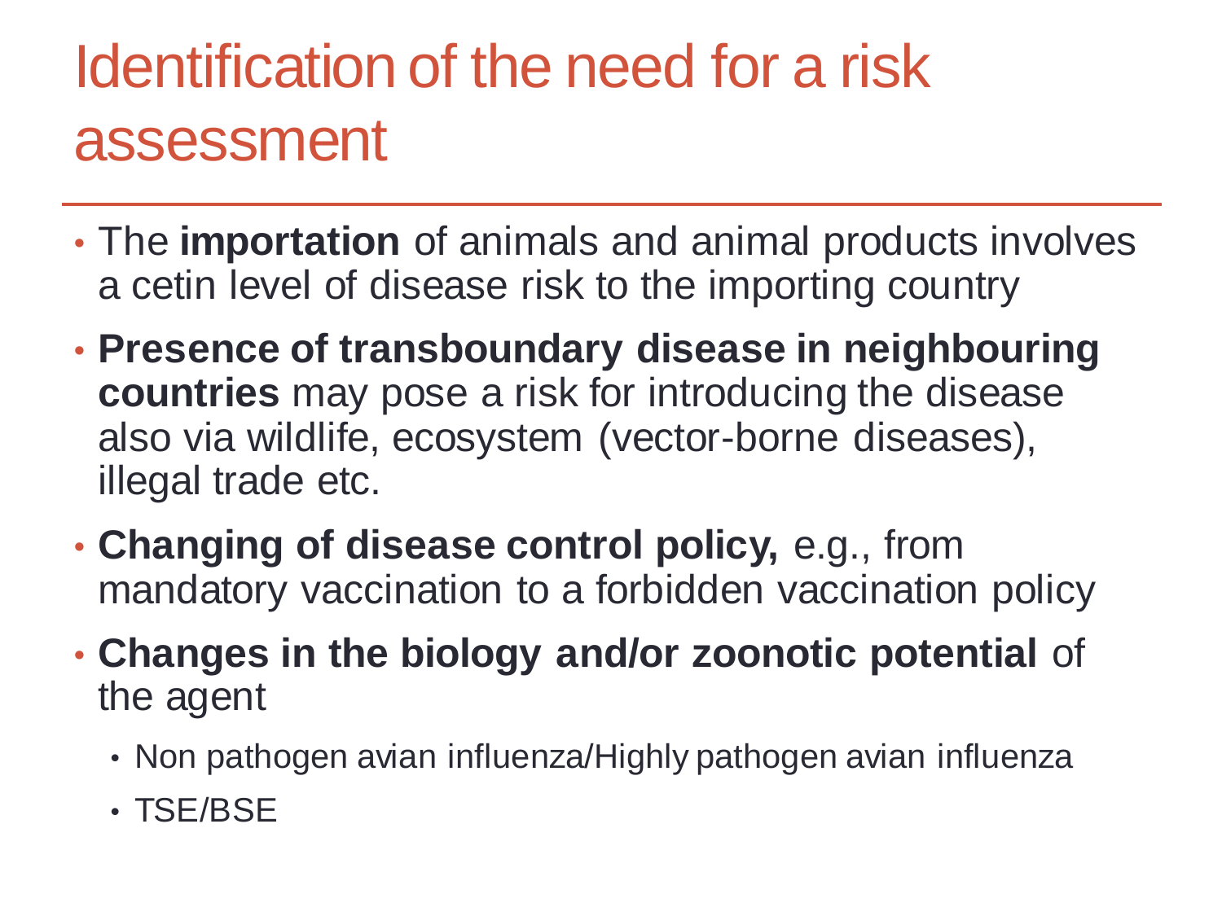# Identification of the need for a risk assessment

- The **importation** of animals and animal products involves a cetin level of disease risk to the importing country
- **Presence of transboundary disease in neighbouring countries** may pose a risk for introducing the disease also via wildlife, ecosystem (vector-borne diseases), illegal trade etc.
- **Changing of disease control policy,** e.g., from mandatory vaccination to a forbidden vaccination policy
- **Changes in the biology and/or zoonotic potential** of the agent
  - Non pathogen avian influenza/Highly pathogen avian influenza
  - TSE/BSE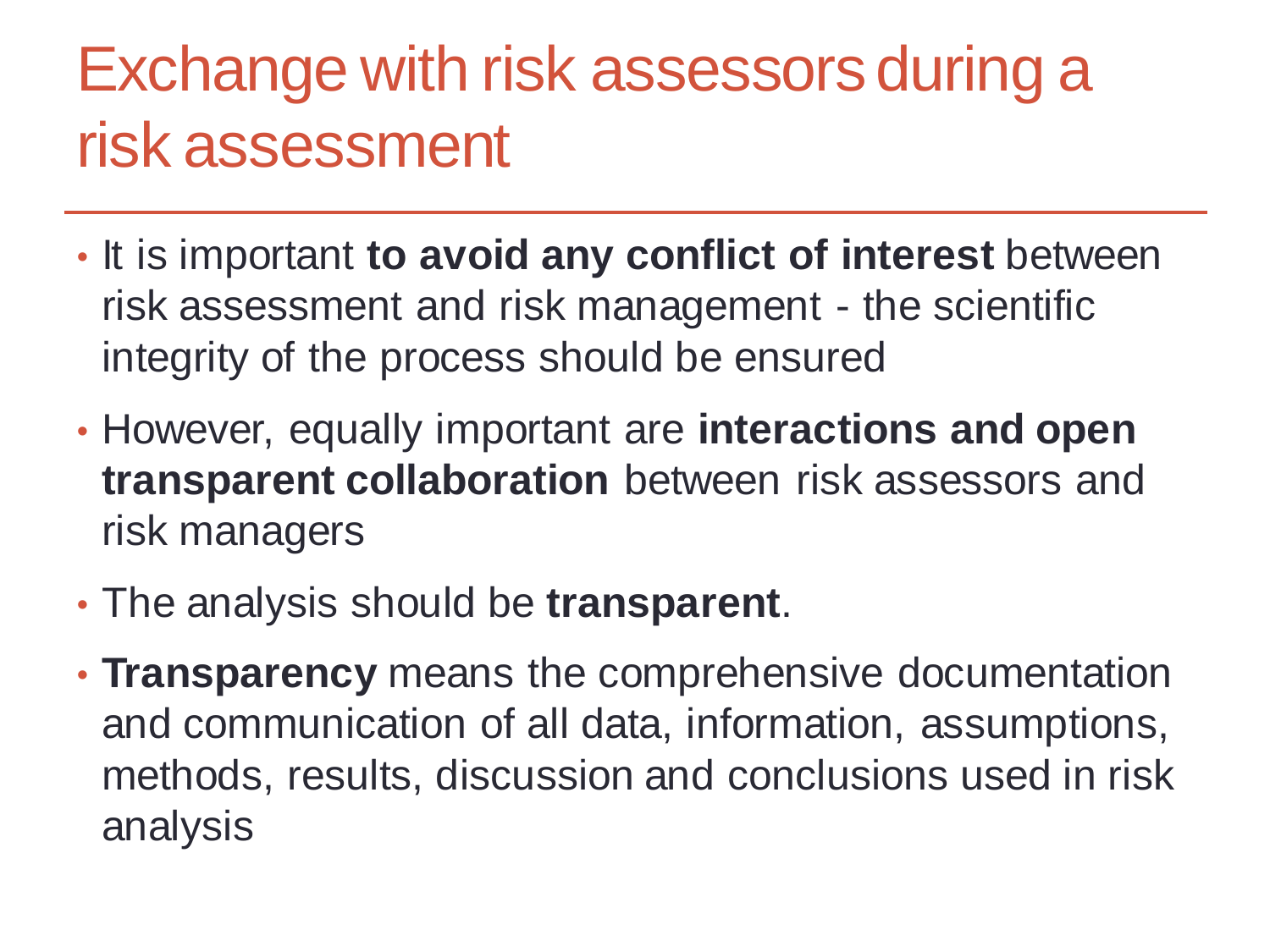# Exchange with risk assessors during a risk assessment

- It is important **to avoid any conflict of interest** between risk assessment and risk management - the scientific integrity of the process should be ensured
- However, equally important are **interactions and open transparent collaboration** between risk assessors and risk managers
- The analysis should be **transparent**.
- **Transparency** means the comprehensive documentation and communication of all data, information, assumptions, methods, results, discussion and conclusions used in risk analysis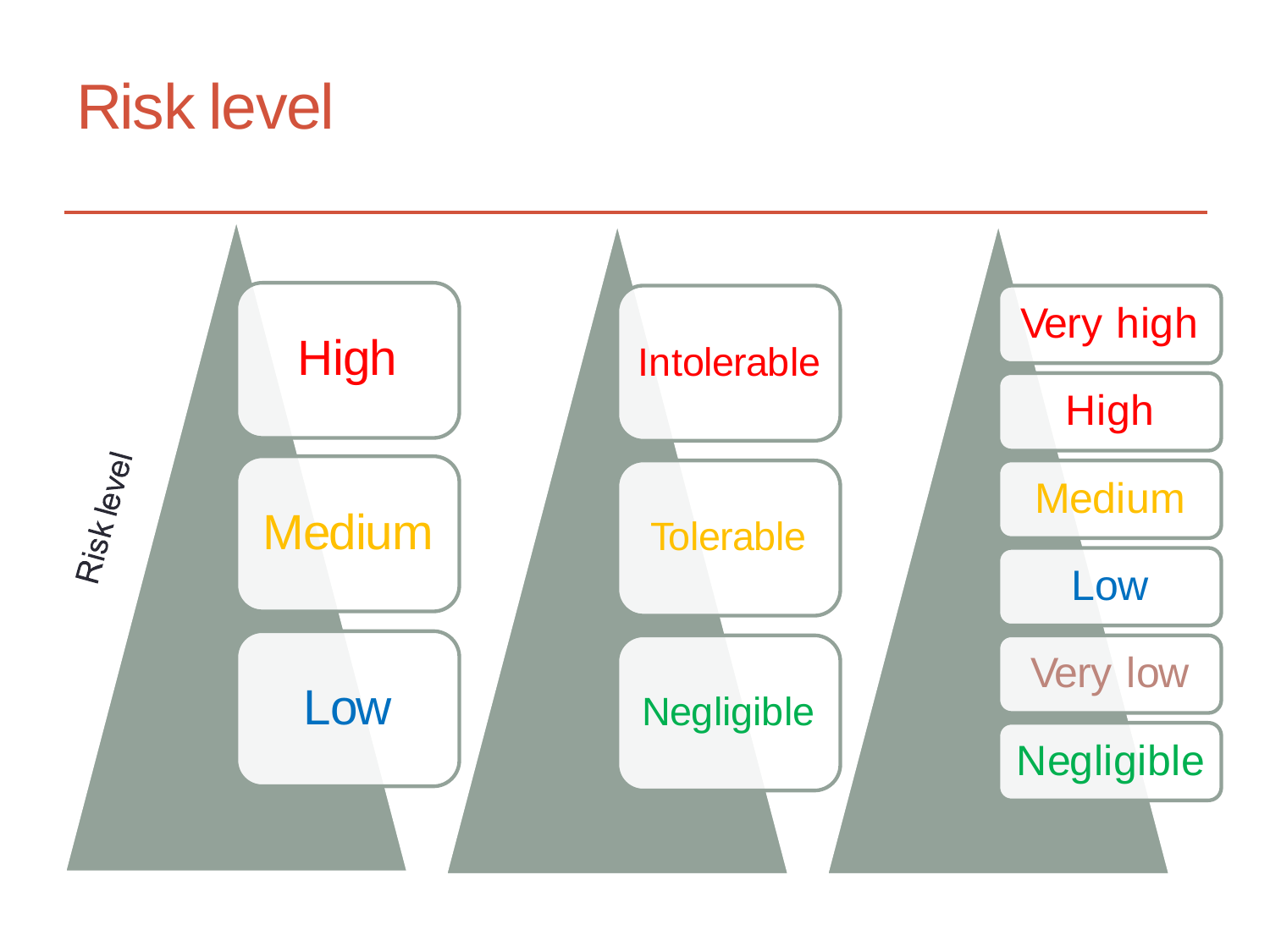# Risk level

*Risk level*

| | | |
|---|---|---|
| High | Intolerable | Very high |
| | | High |
| Medium | Tolerable | Medium |
| | | Low |
| Low | Negligible | Very low |
| | | Negligible |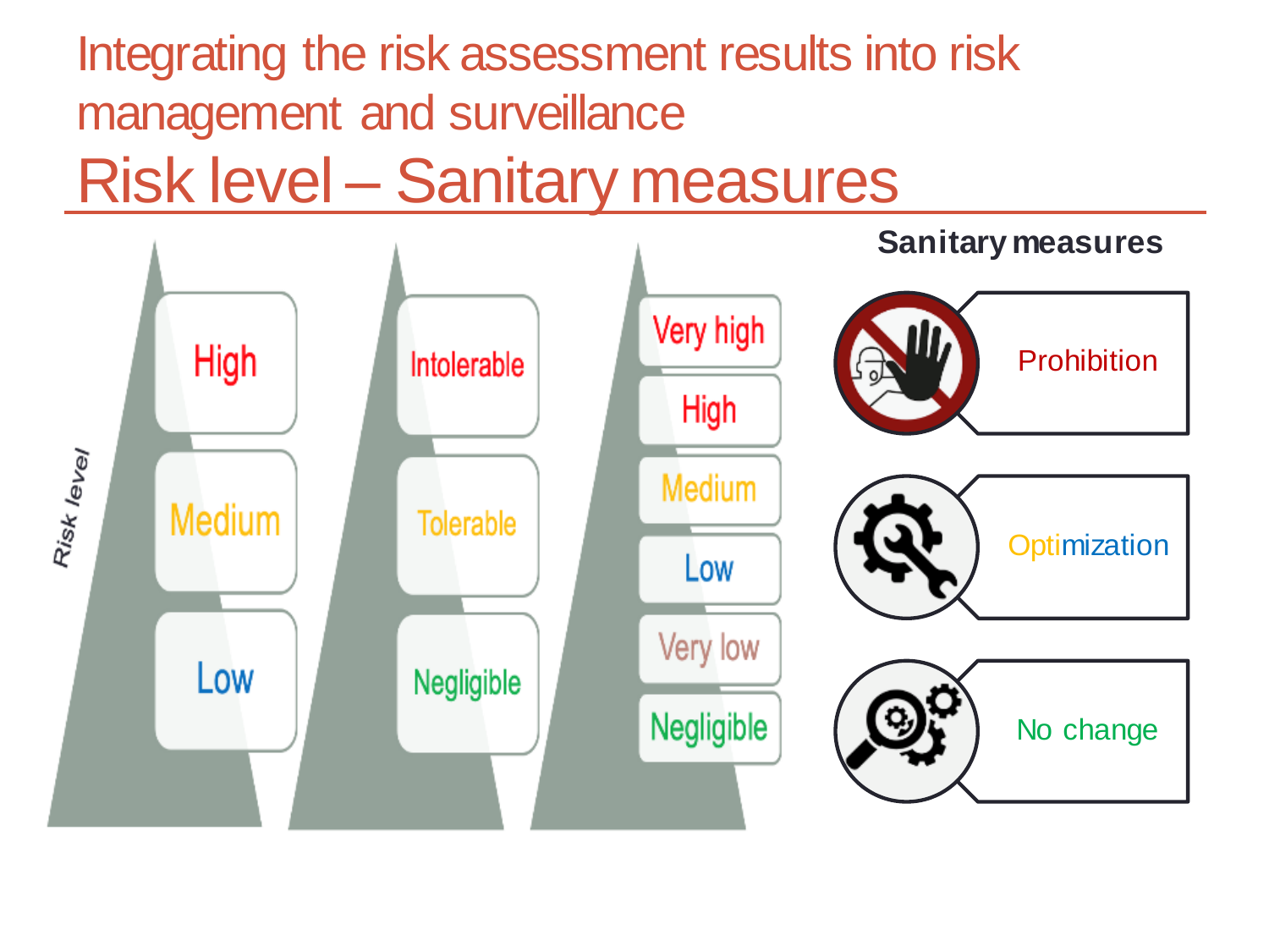# Integrating the risk assessment results into risk management and surveillance

## Risk level – Sanitary measures

*Risk level*

| | | |
|---|---|---|
| High | Intolerable | Very high |
| | | High |
| Medium | Tolerable | Medium |
| | | Low |
| Low | Negligible | Very low |
| | | Negligible |

**Sanitary measures**

- Prohibition
- Optimization
- No change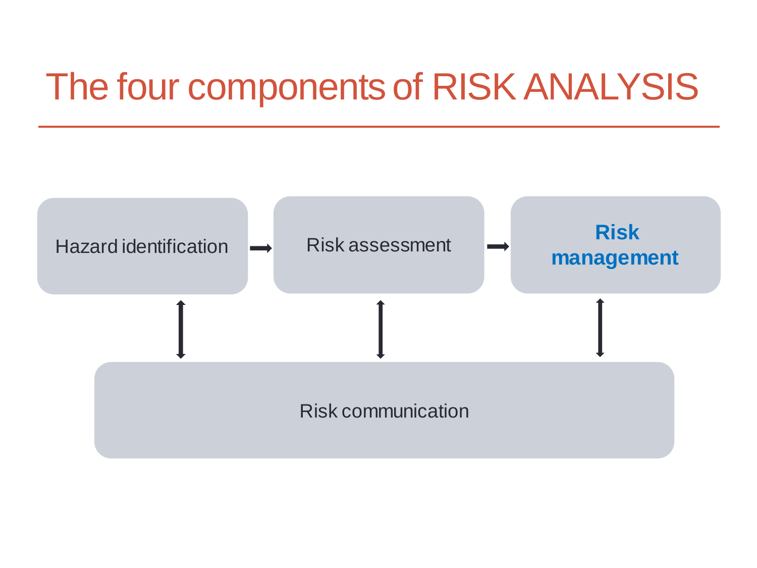# The four components of RISK ANALYSIS

Hazard identification → Risk assessment → **Risk management**

Risk communication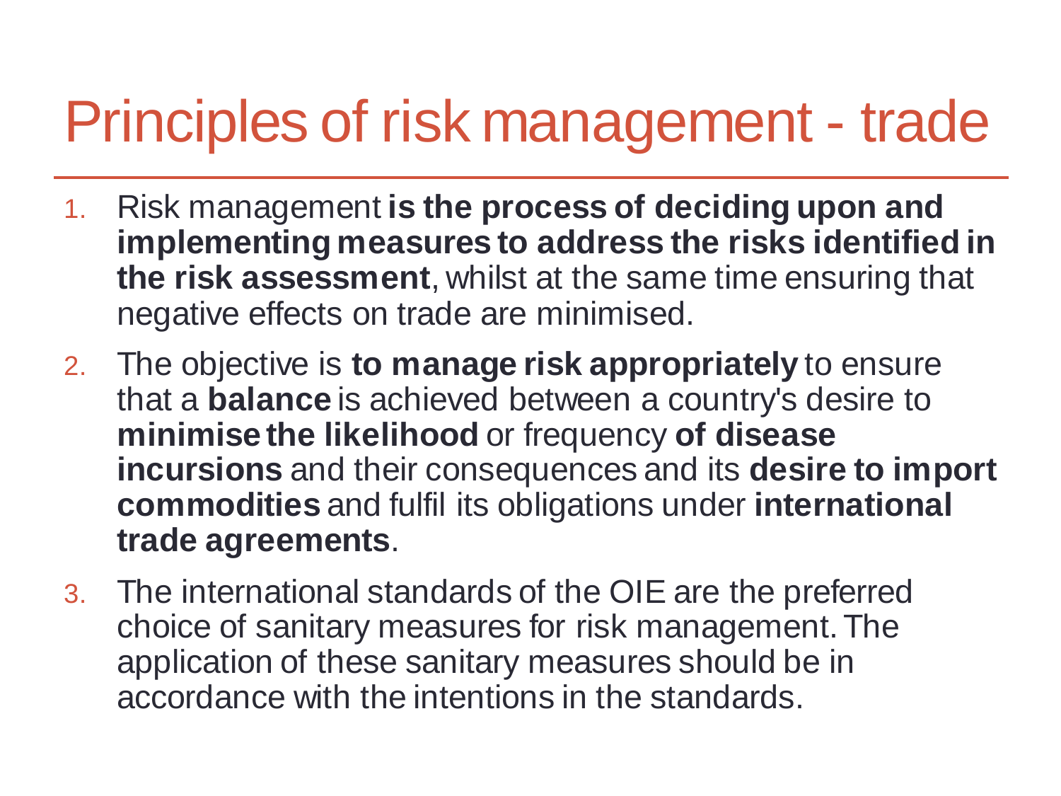# Principles of risk management - trade

1. Risk management **is the process of deciding upon and implementing measures to address the risks identified in the risk assessment**, whilst at the same time ensuring that negative effects on trade are minimised.
2. The objective is **to manage risk appropriately** to ensure that a **balance** is achieved between a country's desire to **minimise the likelihood** or frequency **of disease incursions** and their consequences and its **desire to import commodities** and fulfil its obligations under **international trade agreements**.
3. The international standards of the OIE are the preferred choice of sanitary measures for risk management. The application of these sanitary measures should be in accordance with the intentions in the standards.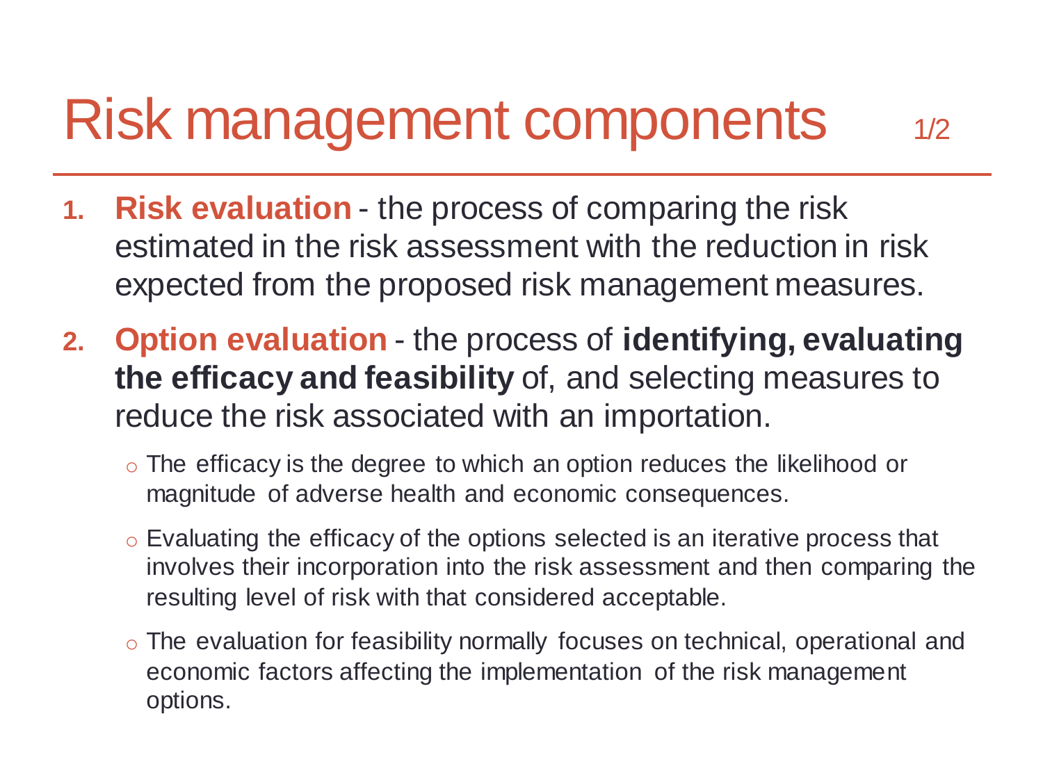# Risk management components 1/2

1. **Risk evaluation** - the process of comparing the risk estimated in the risk assessment with the reduction in risk expected from the proposed risk management measures.
2. **Option evaluation** - the process of **identifying, evaluating the efficacy and feasibility** of, and selecting measures to reduce the risk associated with an importation.
   - The efficacy is the degree to which an option reduces the likelihood or magnitude of adverse health and economic consequences.
   - Evaluating the efficacy of the options selected is an iterative process that involves their incorporation into the risk assessment and then comparing the resulting level of risk with that considered acceptable.
   - The evaluation for feasibility normally focuses on technical, operational and economic factors affecting the implementation of the risk management options.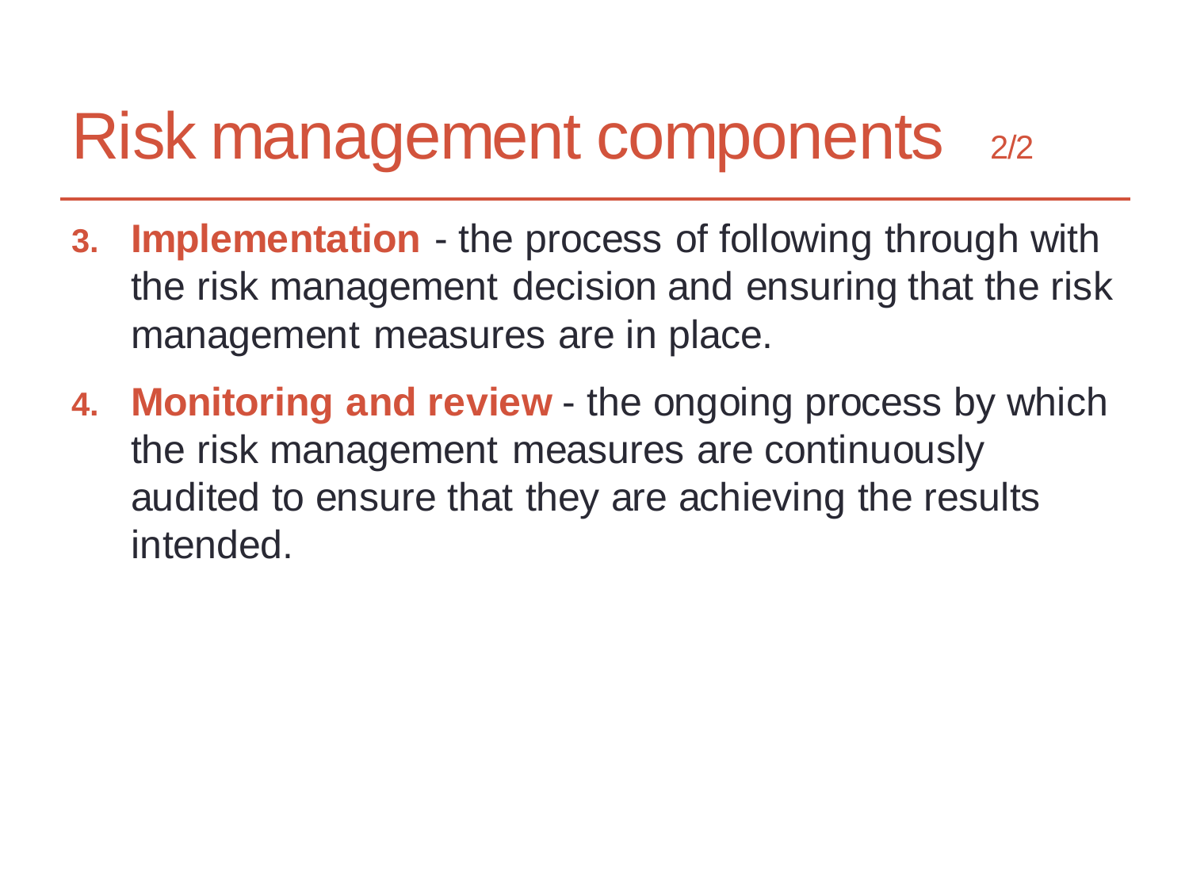# Risk management components 2/2

3. **Implementation** - the process of following through with the risk management decision and ensuring that the risk management measures are in place.
4. **Monitoring and review** - the ongoing process by which the risk management measures are continuously audited to ensure that they are achieving the results intended.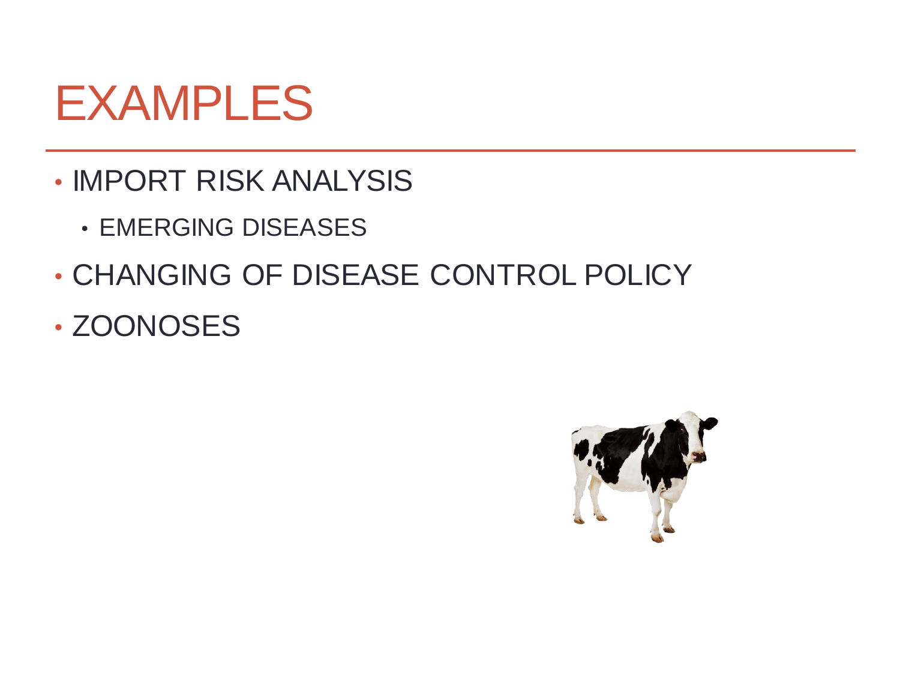# EXAMPLES

- IMPORT RISK ANALYSIS
  - EMERGING DISEASES
- CHANGING OF DISEASE CONTROL POLICY
- ZOONOSES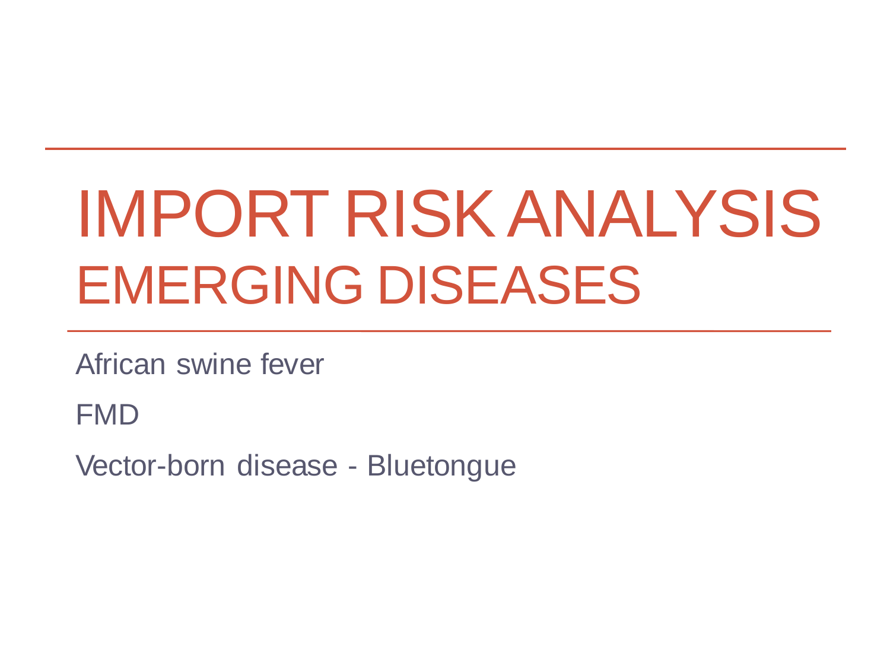# IMPORT RISK ANALYSIS
## EMERGING DISEASES

African swine fever

FMD

Vector-born disease - Bluetongue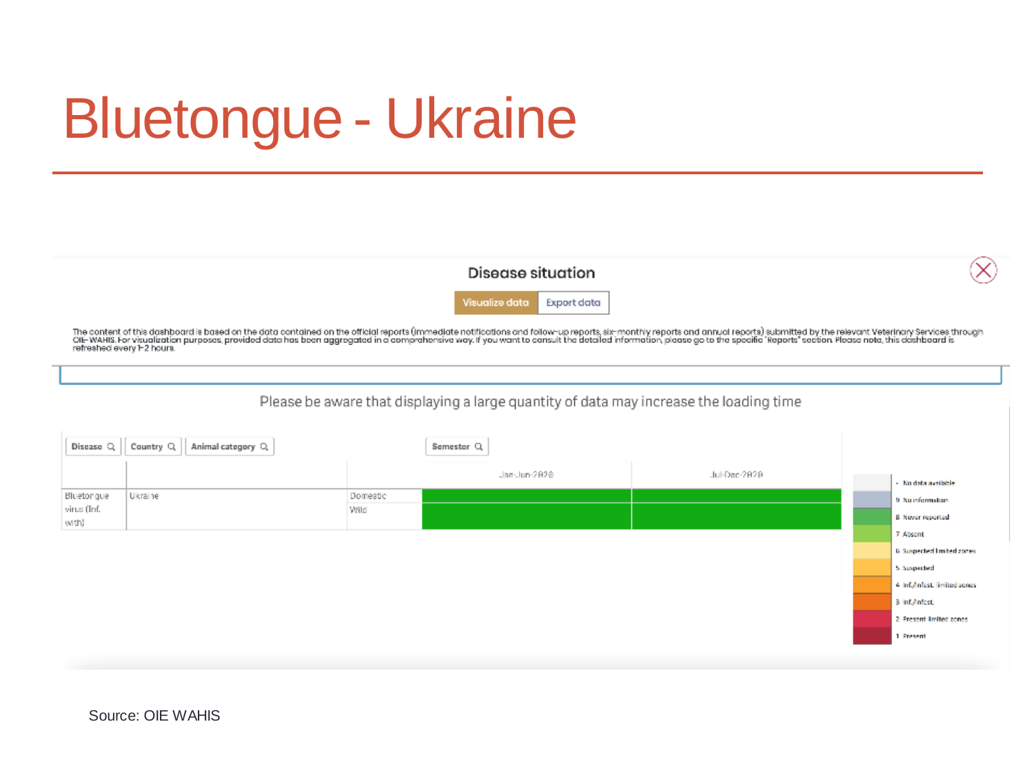# Bluetongue - Ukraine

**Disease situation**

Visualize data | Export data

The content of this dashboard is based on the data contained on the official reports (immediate notifications and follow-up reports, six-monthly reports and annual reports) submitted by the relevant Veterinary Services through OIE-WAHIS. For visualization purposes, provided data has been aggregated in a comprehensive way. If you want to consult the detailed information, please go to the specific "Reports" section. Please note, this dashboard is refreshed every 1-2 hours.

Please be aware that displaying a large quantity of data may increase the loading time

| Disease | Country | Animal category | Jan-Jun-2020 | Jul-Dec-2020 |
|---|---|---|---|---|
| Bluetongue virus (Inf. with) | Ukraine | Domestic | | |
| | | Wild | | |

- No data available
- 9 No information
- 8 Never reported
- 7 Absent
- 6 Suspected limited zones
- 5 Suspected
- 4 Inf./Infest. limited zones
- 3 Inf./Infest.
- 2 Present limited zones
- 1 Present

Source: OIE WAHIS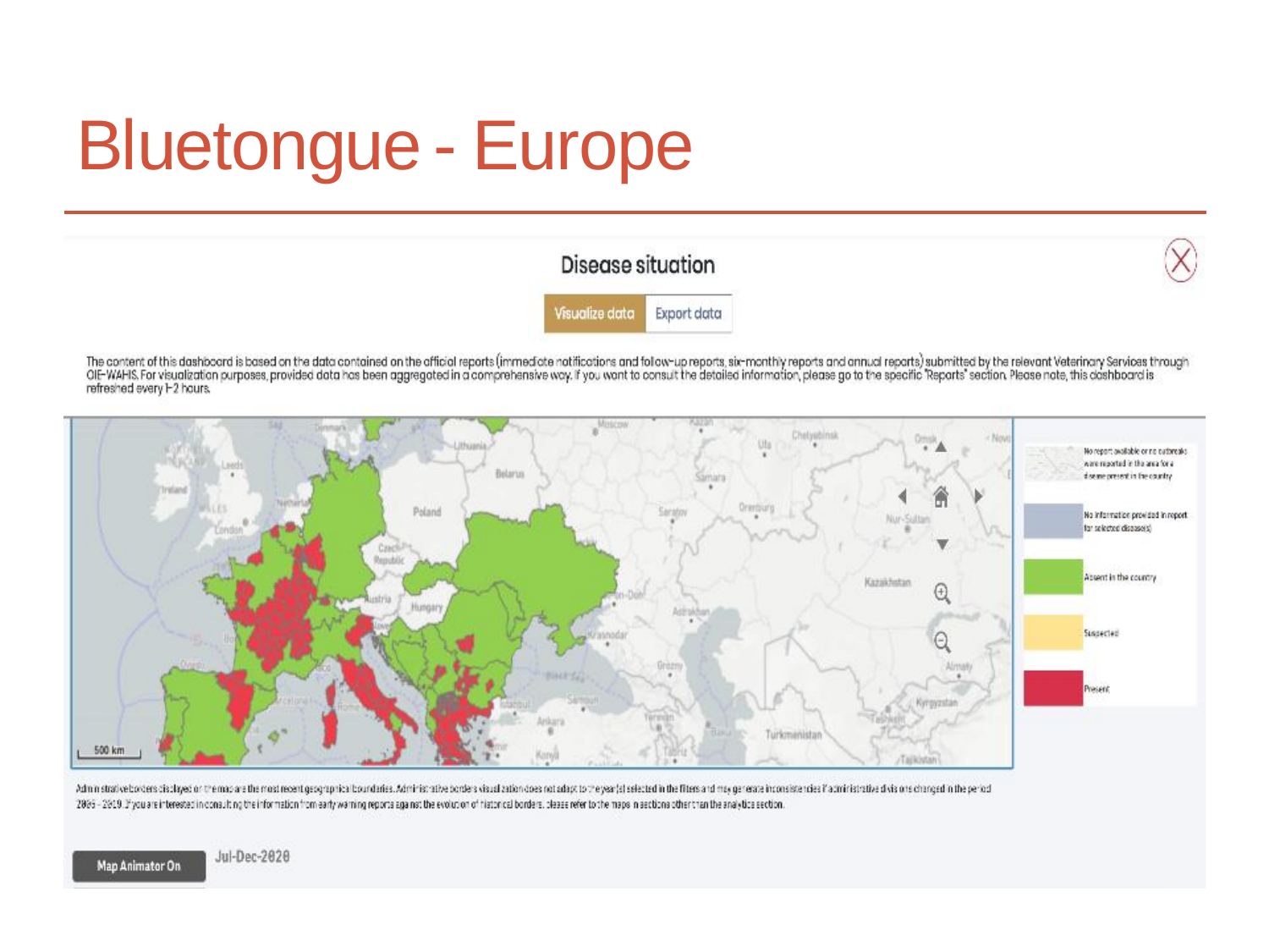# Bluetongue - Europe

Disease situation

Visualize data | Export data

The content of this dashboard is based on the data contained on the official reports (immediate notifications and follow-up reports, six-monthly reports and annual reports) submitted by the relevant Veterinary Services through OIE-WAHIS. For visualization purposes, provided data has been aggregated in a comprehensive way. If you want to consult the detailed information, please go to the specific 'Reports' section. Please note, this dashboard is refreshed every 1-2 hours.

- No report available or no outbreaks were reported in the area for a disease present in the country
- No information provided in report for selected disease(s)
- Absent in the country
- Suspected
- Present

Administrative borders displayed on the map are the most recent geographical boundaries. Administrative borders visualization does not adapt to the year(s) selected in the filters and may generate inconsistencies if administrative divisions changed in the period 2005 - 2019. If you are interested in consulting the information from early warning reports against the evolution of historical borders, please refer to the maps in sections other than the analytics section.

Map Animator On

Jul-Dec-2020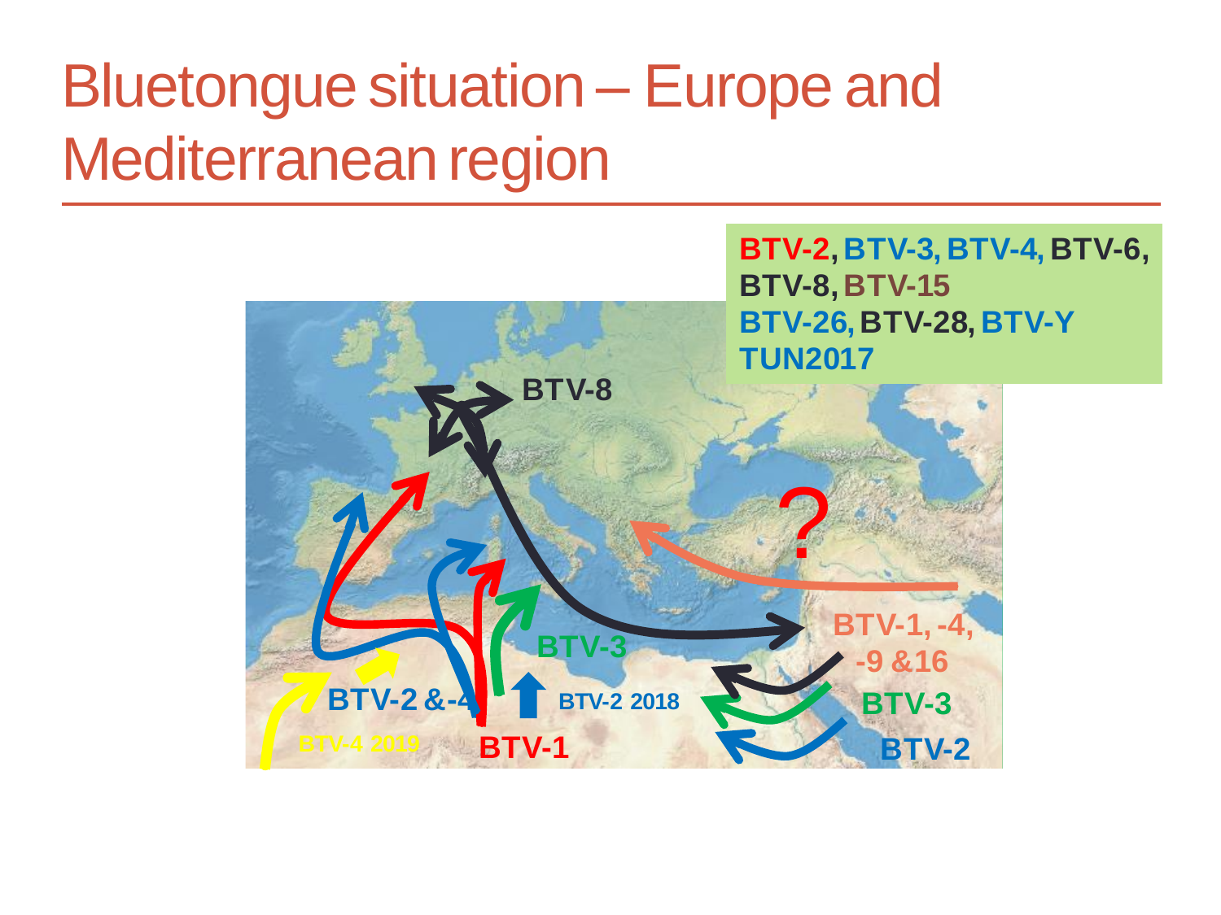# Bluetongue situation – Europe and Mediterranean region

BTV-2, BTV-3, BTV-4, BTV-6, BTV-8, BTV-15
BTV-26, BTV-28, BTV-Y TUN2017

BTV-8

?

BTV-3

BTV-1, -4, -9 &16

BTV-2 &-4

BTV-2 2018

BTV-3

BTV-4 2019

BTV-1

BTV-2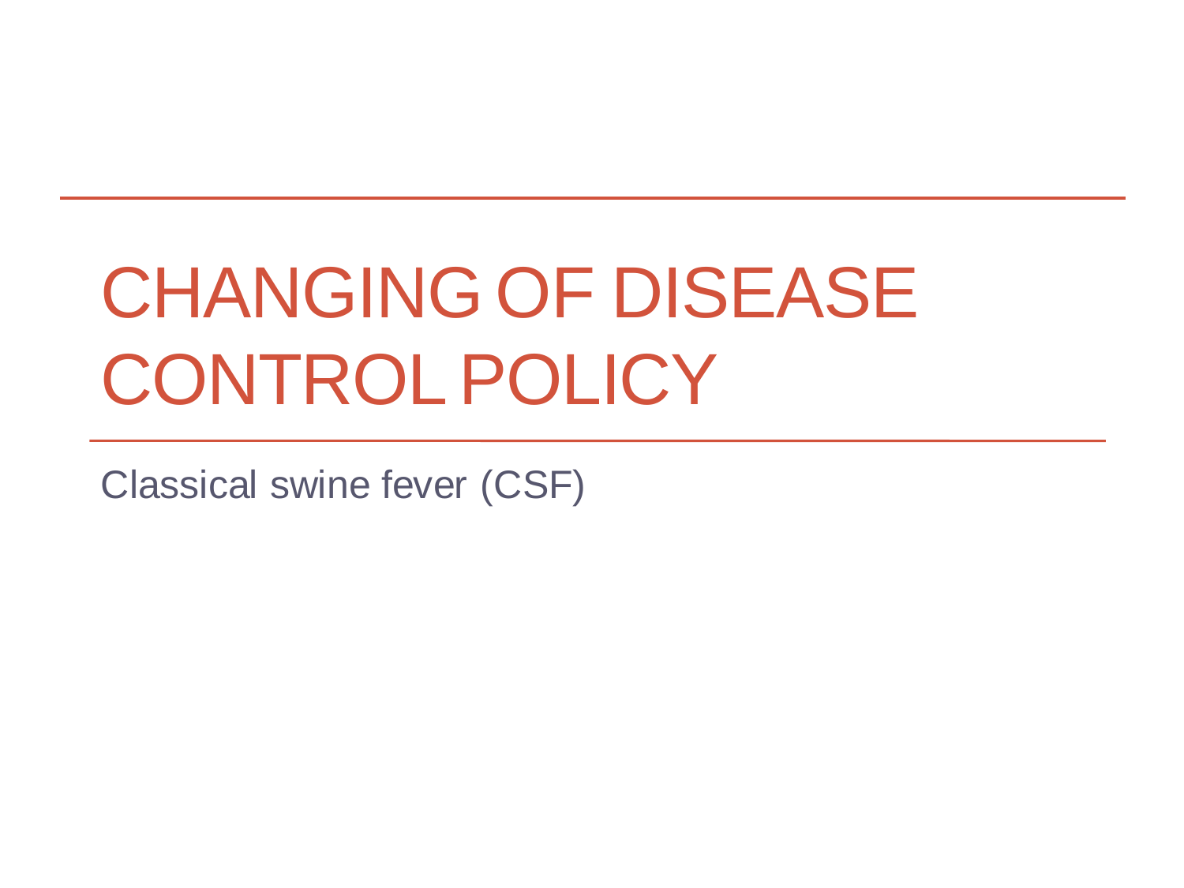# CHANGING OF DISEASE CONTROL POLICY

Classical swine fever (CSF)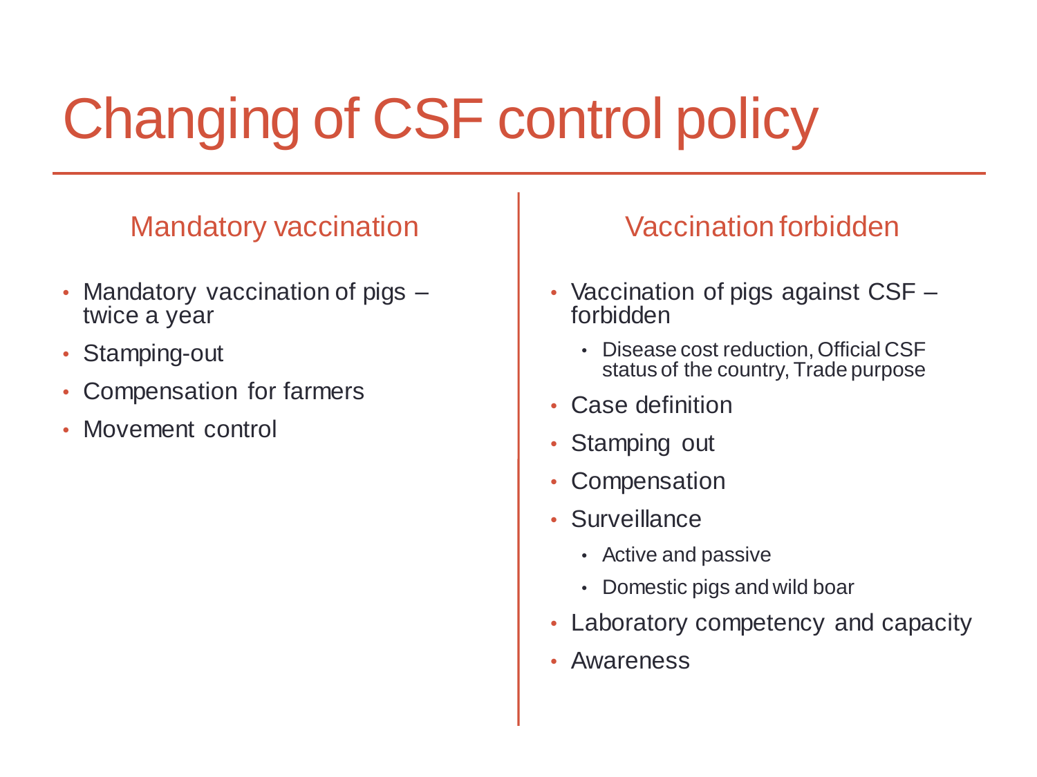# Changing of CSF control policy

## Mandatory vaccination

- Mandatory vaccination of pigs – twice a year
- Stamping-out
- Compensation for farmers
- Movement control

## Vaccination forbidden

- Vaccination of pigs against CSF – forbidden
  - Disease cost reduction, Official CSF status of the country, Trade purpose
- Case definition
- Stamping out
- Compensation
- Surveillance
  - Active and passive
  - Domestic pigs and wild boar
- Laboratory competency and capacity
- Awareness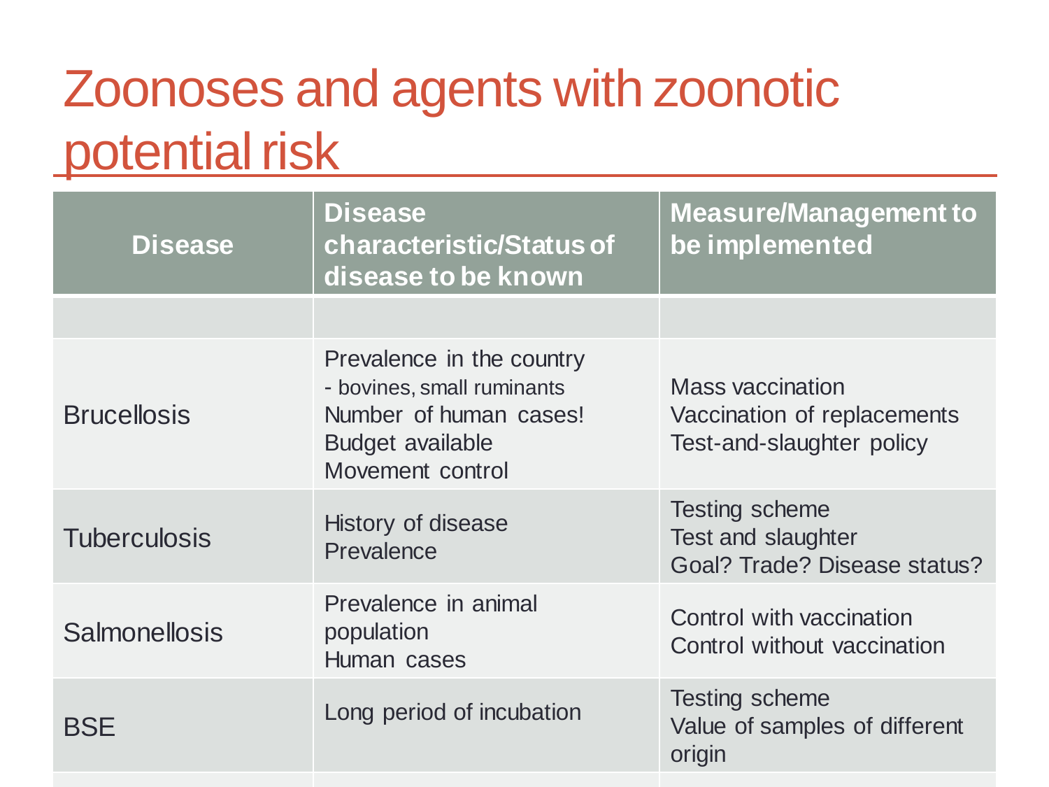# Zoonoses and agents with zoonotic potential risk

| Disease | Disease characteristic/Status of disease to be known | Measure/Management to be implemented |
| --- | --- | --- |
| | | |
| Brucellosis | Prevalence in the country<br>- bovines, small ruminants<br>Number of human cases!<br>Budget available<br>Movement control | Mass vaccination<br>Vaccination of replacements<br>Test-and-slaughter policy |
| Tuberculosis | History of disease<br>Prevalence | Testing scheme<br>Test and slaughter<br>Goal? Trade? Disease status? |
| Salmonellosis | Prevalence in animal population<br>Human cases | Control with vaccination<br>Control without vaccination |
| BSE | Long period of incubation | Testing scheme<br>Value of samples of different origin |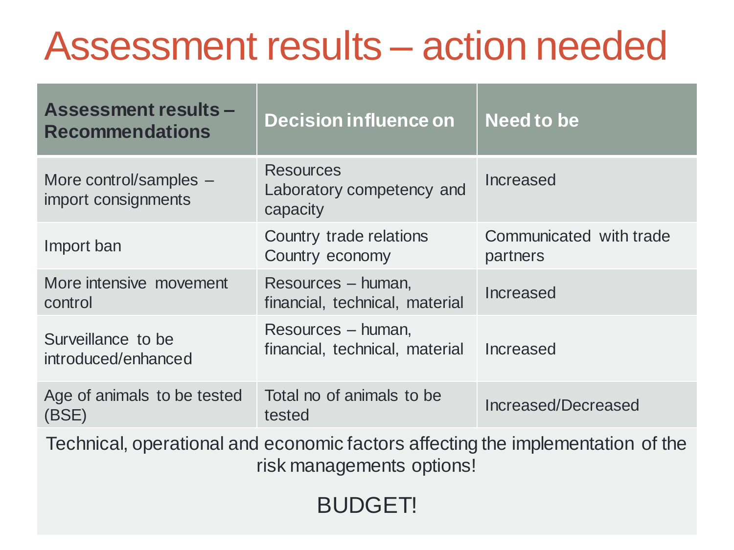# Assessment results – action needed

| Assessment results – Recommendations | Decision influence on | Need to be |
|---|---|---|
| More control/samples – import consignments | Resources<br>Laboratory competency and capacity | Increased |
| Import ban | Country trade relations<br>Country economy | Communicated with trade partners |
| More intensive movement control | Resources – human, financial, technical, material | Increased |
| Surveillance to be introduced/enhanced | Resources – human, financial, technical, material | Increased |
| Age of animals to be tested (BSE) | Total no of animals to be tested | Increased/Decreased |

Technical, operational and economic factors affecting the implementation of the risk managements options!

BUDGET!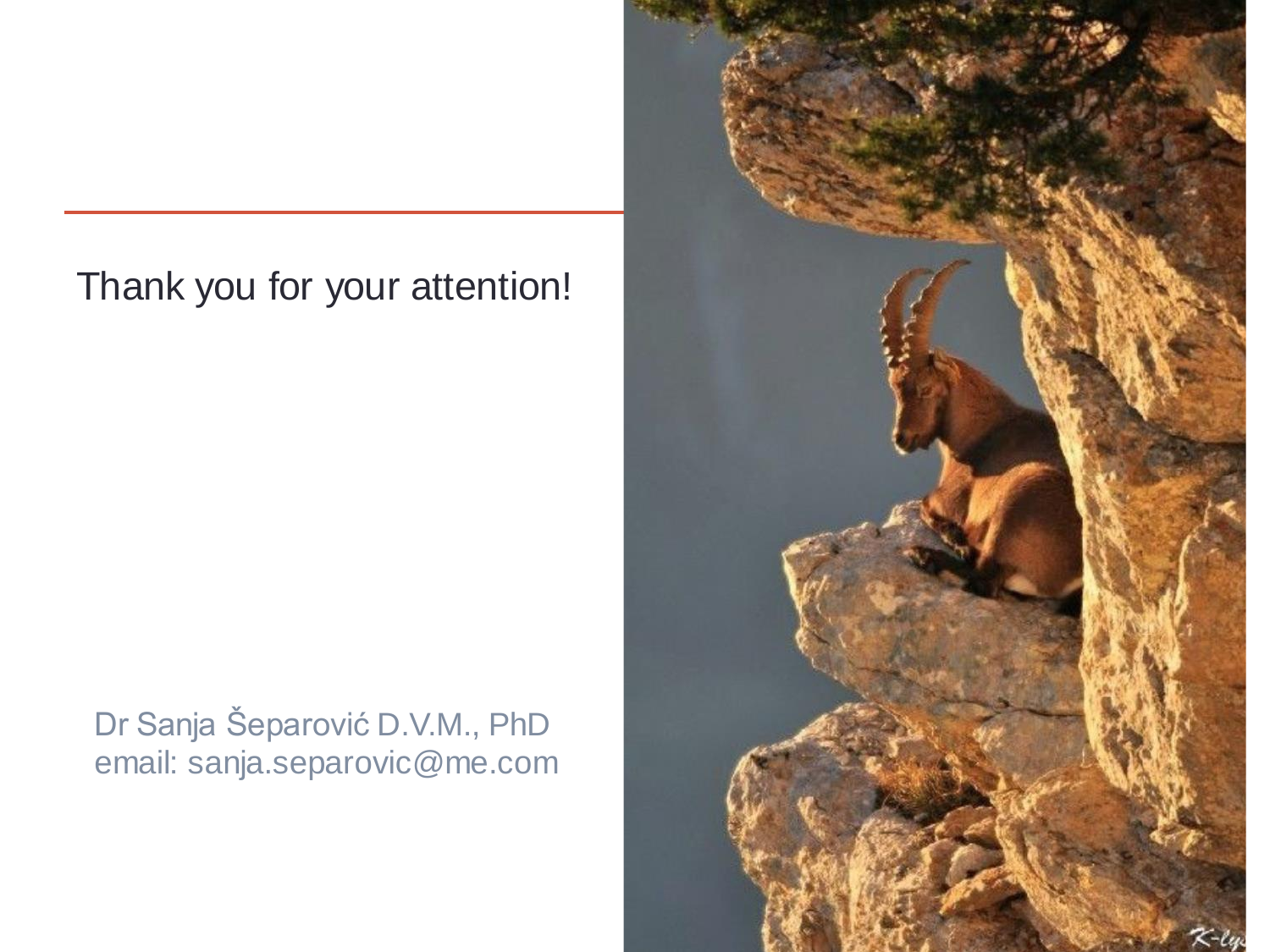Thank you for your attention!

Dr Sanja Šeparović D.V.M., PhD
email: sanja.separovic@me.com